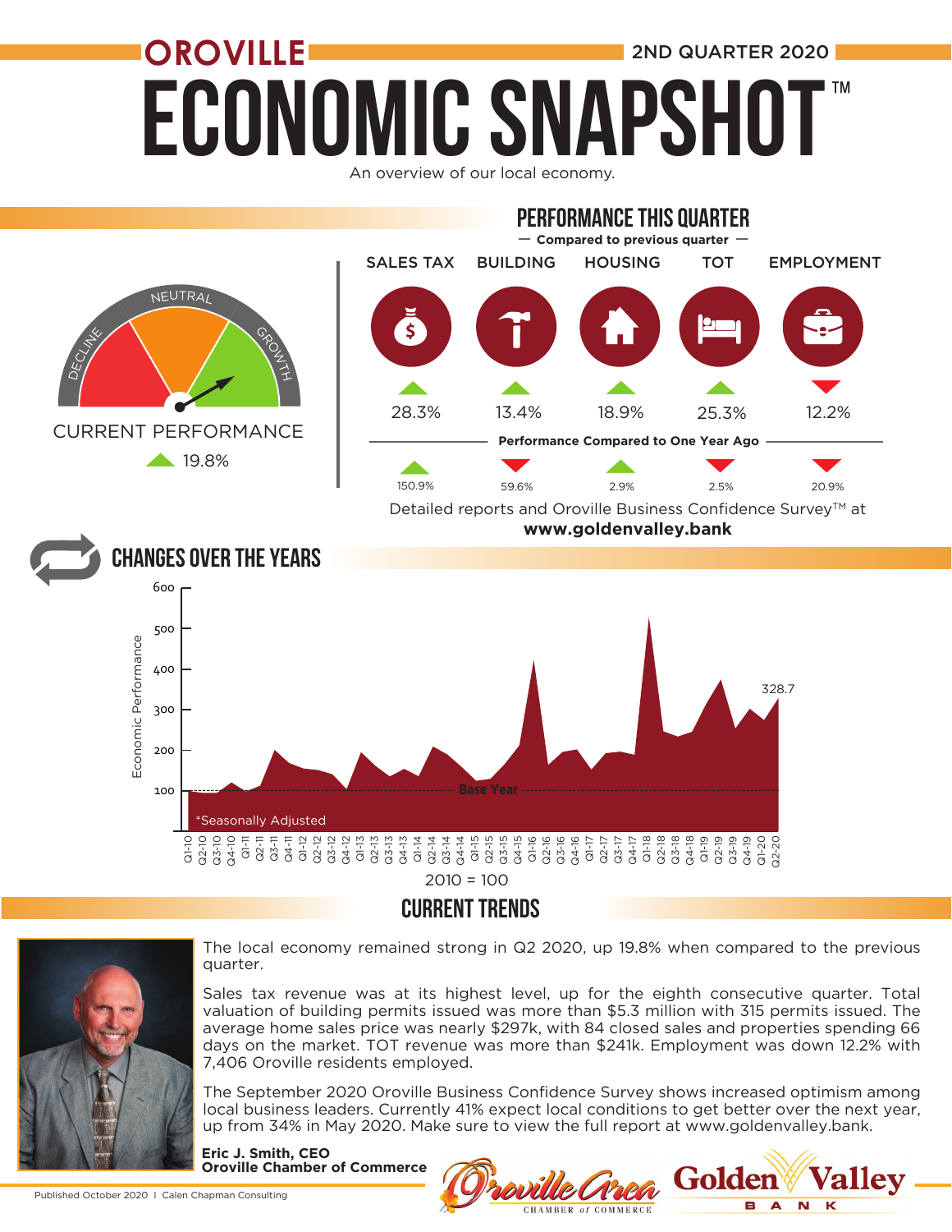# OROVILLE ECONOMIC SNAPSHOT™

**2ND QUARTER 2020**

An overview of our local economy.

## CURRENT PERFORMANCE

▲ 19.8%

## PERFORMANCE THIS QUARTER

**— Compared to previous quarter —**

| | SALES TAX | BUILDING | HOUSING | TOT | EMPLOYMENT |
|---|---|---|---|---|---|
| Compared to previous quarter | ▲ 28.3% | ▲ 13.4% | ▲ 18.9% | ▲ 25.3% | ▼ 12.2% |
| Performance Compared to One Year Ago | ▲ 150.9% | ▼ 59.6% | ▲ 2.9% | ▼ 2.5% | ▼ 20.9% |

Detailed reports and Oroville Business Confidence Survey™ at **www.goldenvalley.bank**

## CHANGES OVER THE YEARS

*Seasonally Adjusted

Economic Performance (Base Year 2010 = 100); Q2-20: 328.7

## CURRENT TRENDS

The local economy remained strong in Q2 2020, up 19.8% when compared to the previous quarter.

Sales tax revenue was at its highest level, up for the eighth consecutive quarter. Total valuation of building permits issued was more than $5.3 million with 315 permits issued. The average home sales price was nearly $297k, with 84 closed sales and properties spending 66 days on the market. TOT revenue was more than $241k. Employment was down 12.2% with 7,406 Oroville residents employed.

The September 2020 Oroville Business Confidence Survey shows increased optimism among local business leaders. Currently 41% expect local conditions to get better over the next year, up from 34% in May 2020. Make sure to view the full report at www.goldenvalley.bank.

**Eric J. Smith, CEO**
**Oroville Chamber of Commerce**

Published October 2020 | Calen Chapman Consulting

Oroville Area Chamber of Commerce | Golden Valley Bank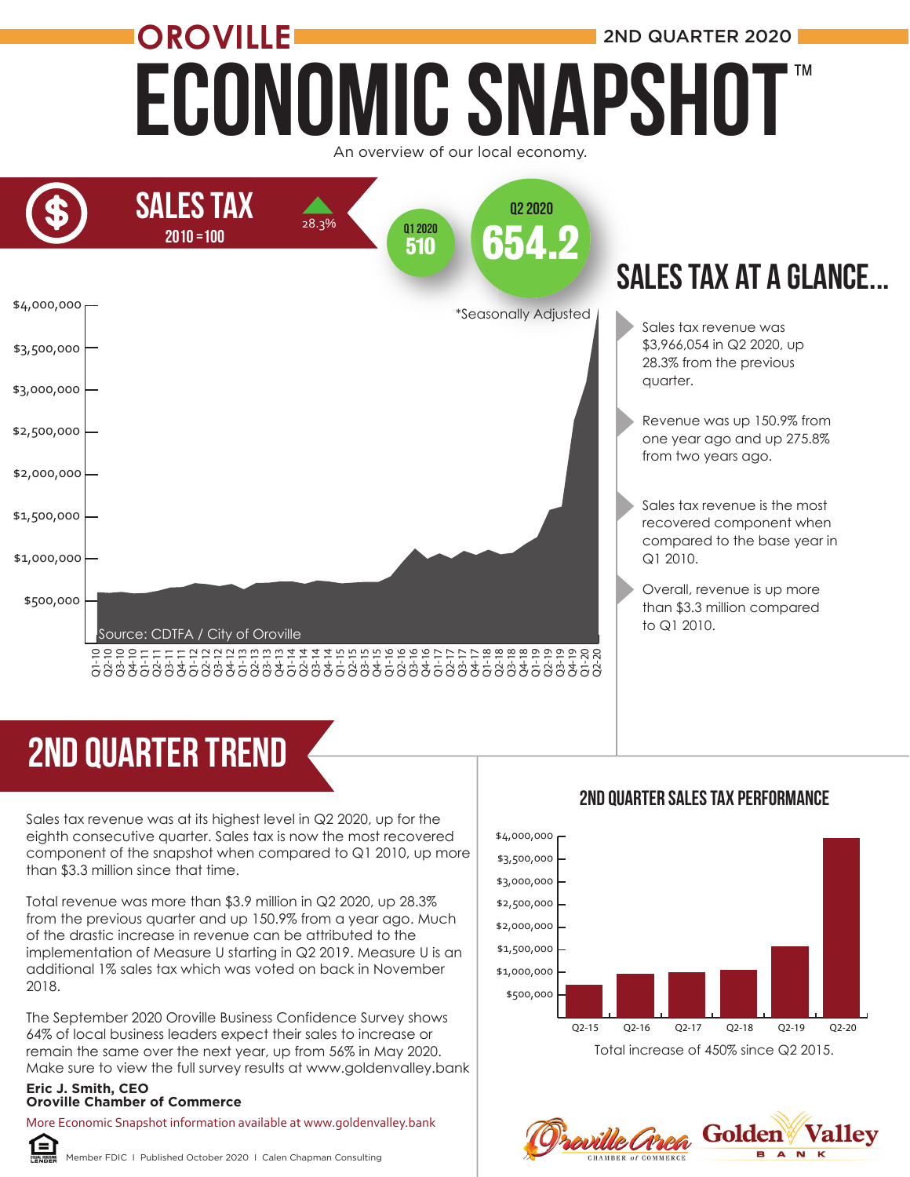# OROVILLE ECONOMIC SNAPSHOT™

2ND QUARTER 2020

An overview of our local economy.

## SALES TAX

2010 = 100

▲ 28.3%

Q1 2020: 510

Q2 2020: 654.2

*Seasonally Adjusted

Source: CDTFA / City of Oroville

## SALES TAX AT A GLANCE...

- Sales tax revenue was $3,966,054 in Q2 2020, up 28.3% from the previous quarter.
- Revenue was up 150.9% from one year ago and up 275.8% from two years ago.
- Sales tax revenue is the most recovered component when compared to the base year in Q1 2010.
- Overall, revenue is up more than $3.3 million compared to Q1 2010.

## 2ND QUARTER TREND

Sales tax revenue was at its highest level in Q2 2020, up for the eighth consecutive quarter. Sales tax is now the most recovered component of the snapshot when compared to Q1 2010, up more than $3.3 million since that time.

Total revenue was more than $3.9 million in Q2 2020, up 28.3% from the previous quarter and up 150.9% from a year ago. Much of the drastic increase in revenue can be attributed to the implementation of Measure U starting in Q2 2019. Measure U is an additional 1% sales tax which was voted on back in November 2018.

The September 2020 Oroville Business Confidence Survey shows 64% of local business leaders expect their sales to increase or remain the same over the next year, up from 56% in May 2020. Make sure to view the full survey results at www.goldenvalley.bank

**Eric J. Smith, CEO**
**Oroville Chamber of Commerce**

More Economic Snapshot information available at www.goldenvalley.bank

### 2ND QUARTER SALES TAX PERFORMANCE

Total increase of 450% since Q2 2015.

Member FDIC | Published October 2020 | Calen Chapman Consulting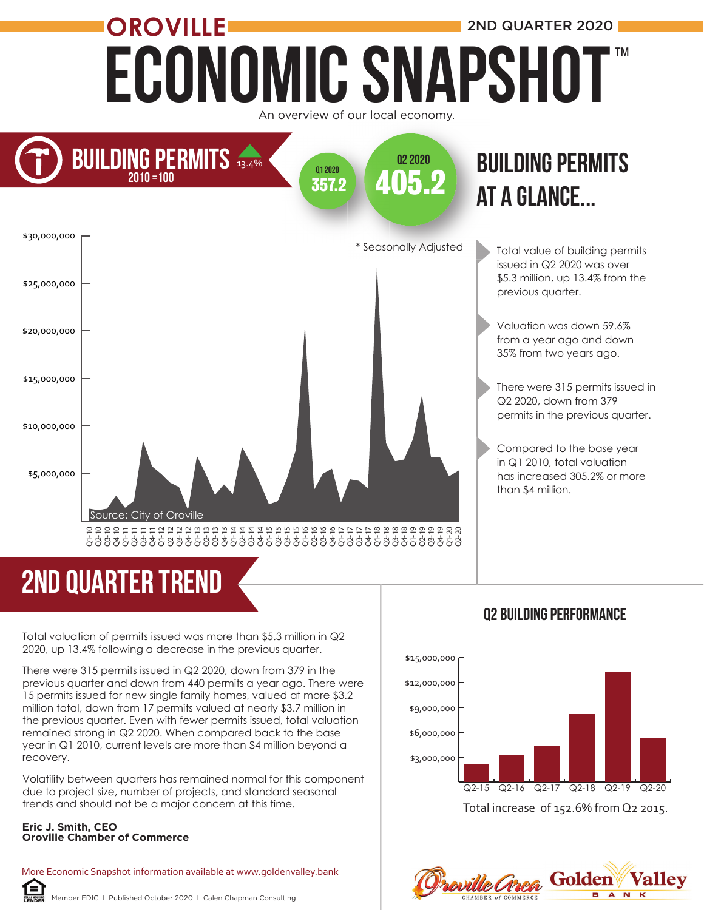# OROVILLE

2ND QUARTER 2020

# ECONOMIC SNAPSHOT™

An overview of our local economy.

## BUILDING PERMITS

2010 = 100

▲ 13.4%

Q1 2020: 357.2

Q2 2020: 405.2

* Seasonally Adjusted

Source: City of Oroville

## BUILDING PERMITS AT A GLANCE...

- Total value of building permits issued in Q2 2020 was over $5.3 million, up 13.4% from the previous quarter.
- Valuation was down 59.6% from a year ago and down 35% from two years ago.
- There were 315 permits issued in Q2 2020, down from 379 permits in the previous quarter.
- Compared to the base year in Q1 2010, total valuation has increased 305.2% or more than $4 million.

## 2ND QUARTER TREND

Total valuation of permits issued was more than $5.3 million in Q2 2020, up 13.4% following a decrease in the previous quarter.

There were 315 permits issued in Q2 2020, down from 379 in the previous quarter and down from 440 permits a year ago. There were 15 permits issued for new single family homes, valued at more $3.2 million total, down from 17 permits valued at nearly $3.7 million in the previous quarter. Even with fewer permits issued, total valuation remained strong in Q2 2020. When compared back to the base year in Q1 2010, current levels are more than $4 million beyond a recovery.

Volatility between quarters has remained normal for this component due to project size, number of projects, and standard seasonal trends and should not be a major concern at this time.

**Eric J. Smith, CEO**
**Oroville Chamber of Commerce**

## Q2 BUILDING PERFORMANCE

Total increase of 152.6% from Q2 2015.

More Economic Snapshot information available at www.goldenvalley.bank

Member FDIC | Published October 2020 | Calen Chapman Consulting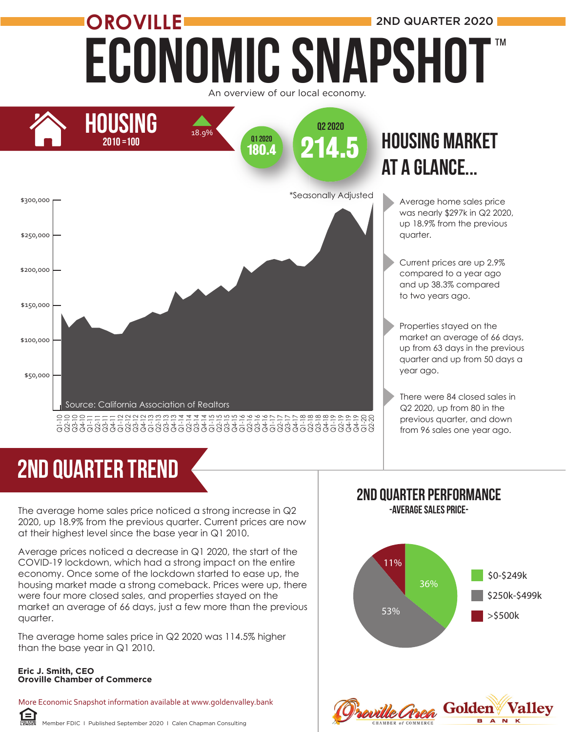# OROVILLE ECONOMIC SNAPSHOT™

2ND QUARTER 2020

An overview of our local economy.

## HOUSING

2010 = 100

▲ 18.9%

Q1 2020: 180.4

Q2 2020: 214.5

## HOUSING MARKET AT A GLANCE...

*Seasonally Adjusted

Source: California Association of Realtors

- Average home sales price was nearly $297k in Q2 2020, up 18.9% from the previous quarter.
- Current prices are up 2.9% compared to a year ago and up 38.3% compared to two years ago.
- Properties stayed on the market an average of 66 days, up from 63 days in the previous quarter and up from 50 days a year ago.
- There were 84 closed sales in Q2 2020, up from 80 in the previous quarter, and down from 96 sales one year ago.

## 2ND QUARTER TREND

The average home sales price noticed a strong increase in Q2 2020, up 18.9% from the previous quarter. Current prices are now at their highest level since the base year in Q1 2010.

Average prices noticed a decrease in Q1 2020, the start of the COVID-19 lockdown, which had a strong impact on the entire economy. Once some of the lockdown started to ease up, the housing market made a strong comeback. Prices were up, there were four more closed sales, and properties stayed on the market an average of 66 days, just a few more than the previous quarter.

The average home sales price in Q2 2020 was 114.5% higher than the base year in Q1 2010.

**Eric J. Smith, CEO**
**Oroville Chamber of Commerce**

## 2ND QUARTER PERFORMANCE

-AVERAGE SALES PRICE-

| Price Range | Share |
|---|---|
| $0-$249k | 36% |
| $250k-$499k | 53% |
| >$500k | 11% |

More Economic Snapshot information available at www.goldenvalley.bank

Member FDIC | Published September 2020 | Calen Chapman Consulting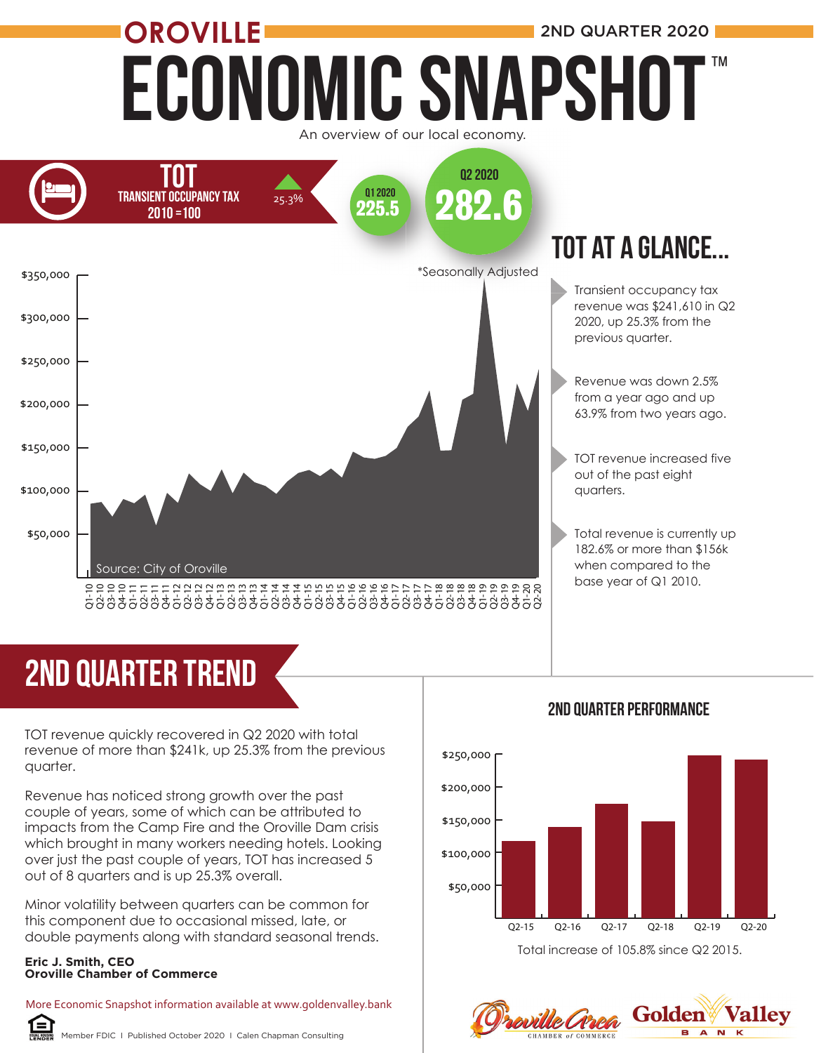# OROVILLE ECONOMIC SNAPSHOT™

2ND QUARTER 2020

An overview of our local economy.

## TOT

TRANSIENT OCCUPANCY TAX
2010 = 100

▲ 25.3%

Q1 2020: **225.5**

Q2 2020: **282.6**

*Seasonally Adjusted

Source: City of Oroville

## TOT AT A GLANCE...

- Transient occupancy tax revenue was $241,610 in Q2 2020, up 25.3% from the previous quarter.
- Revenue was down 2.5% from a year ago and up 63.9% from two years ago.
- TOT revenue increased five out of the past eight quarters.
- Total revenue is currently up 182.6% or more than $156k when compared to the base year of Q1 2010.

## 2ND QUARTER TREND

TOT revenue quickly recovered in Q2 2020 with total revenue of more than $241k, up 25.3% from the previous quarter.

Revenue has noticed strong growth over the past couple of years, some of which can be attributed to impacts from the Camp Fire and the Oroville Dam crisis which brought in many workers needing hotels. Looking over just the past couple of years, TOT has increased 5 out of 8 quarters and is up 25.3% overall.

Minor volatility between quarters can be common for this component due to occasional missed, late, or double payments along with standard seasonal trends.

**Eric J. Smith, CEO**
**Oroville Chamber of Commerce**

### 2ND QUARTER PERFORMANCE

Total increase of 105.8% since Q2 2015.

More Economic Snapshot information available at www.goldenvalley.bank

Member FDIC | Published October 2020 | Calen Chapman Consulting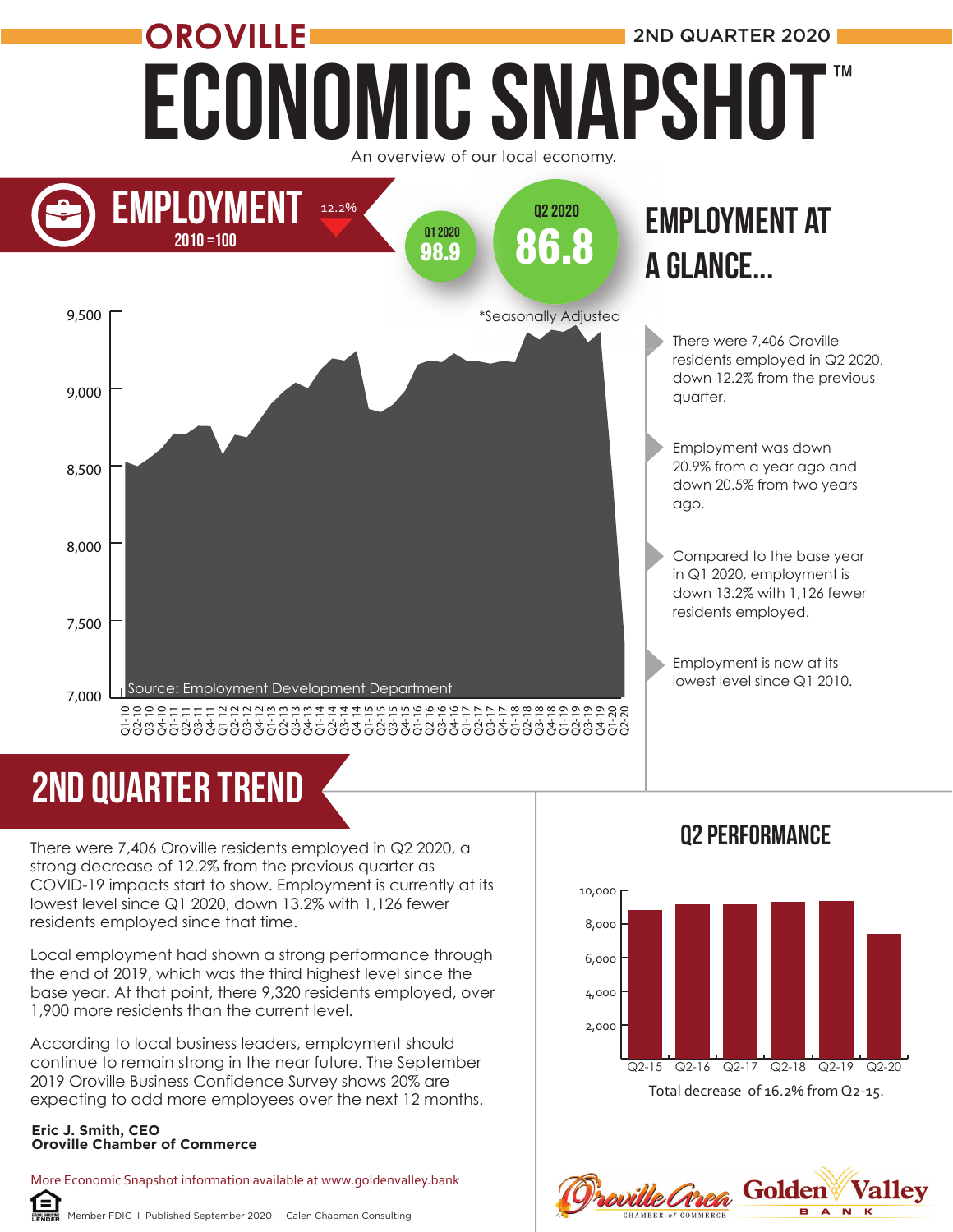# OROVILLE ECONOMIC SNAPSHOT™

2ND QUARTER 2020

An overview of our local economy.

## EMPLOYMENT

2010 = 100

12.2%

Q1 2020 **98.9**

Q2 2020 **86.8**

*Seasonally Adjusted

Source: Employment Development Department

## EMPLOYMENT AT A GLANCE...

- There were 7,406 Oroville residents employed in Q2 2020, down 12.2% from the previous quarter.
- Employment was down 20.9% from a year ago and down 20.5% from two years ago.
- Compared to the base year in Q1 2020, employment is down 13.2% with 1,126 fewer residents employed.
- Employment is now at its lowest level since Q1 2010.

## 2ND QUARTER TREND

There were 7,406 Oroville residents employed in Q2 2020, a strong decrease of 12.2% from the previous quarter as COVID-19 impacts start to show. Employment is currently at its lowest level since Q1 2020, down 13.2% with 1,126 fewer residents employed since that time.

Local employment had shown a strong performance through the end of 2019, which was the third highest level since the base year. At that point, there 9,320 residents employed, over 1,900 more residents than the current level.

According to local business leaders, employment should continue to remain strong in the near future. The September 2019 Oroville Business Confidence Survey shows 20% are expecting to add more employees over the next 12 months.

**Eric J. Smith, CEO**
**Oroville Chamber of Commerce**

## Q2 PERFORMANCE

Total decrease of 16.2% from Q2-15.

More Economic Snapshot information available at www.goldenvalley.bank

Member FDIC | Published September 2020 | Calen Chapman Consulting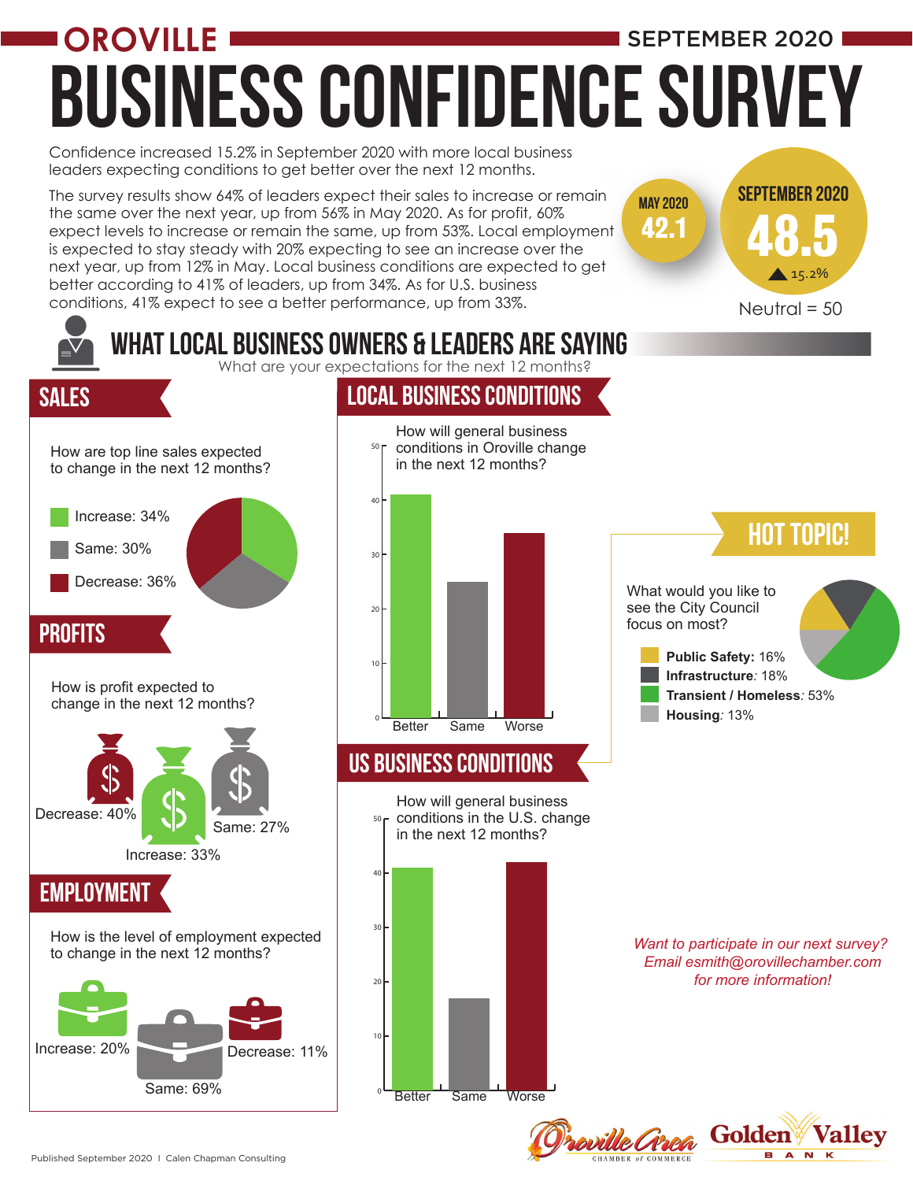# OROVILLE BUSINESS CONFIDENCE SURVEY

SEPTEMBER 2020

Confidence increased 15.2% in September 2020 with more local business leaders expecting conditions to get better over the next 12 months.

The survey results show 64% of leaders expect their sales to increase or remain the same over the next year, up from 56% in May 2020. As for profit, 60% expect levels to increase or remain the same, up from 53%. Local employment is expected to stay steady with 20% expecting to see an increase over the next year, up from 12% in May. Local business conditions are expected to get better according to 41% of leaders, up from 34%. As for U.S. business conditions, 41% expect to see a better performance, up from 33%.

MAY 2020
42.1

SEPTEMBER 2020
48.5
▲ 15.2%

Neutral = 50

## WHAT LOCAL BUSINESS OWNERS & LEADERS ARE SAYING

What are your expectations for the next 12 months?

### SALES

How are top line sales expected to change in the next 12 months?

Increase: 34%
Same: 30%
Decrease: 36%

### PROFITS

How is profit expected to change in the next 12 months?

Decrease: 40%
Increase: 33%
Same: 27%

### EMPLOYMENT

How is the level of employment expected to change in the next 12 months?

Increase: 20%
Same: 69%
Decrease: 11%

### LOCAL BUSINESS CONDITIONS

How will general business conditions in Oroville change in the next 12 months?

0 10 20 30 40 50
Better Same Worse

### US BUSINESS CONDITIONS

How will general business conditions in the U.S. change in the next 12 months?

0 10 20 30 40 50
Better Same Worse

### HOT TOPIC!

What would you like to see the City Council focus on most?

**Public Safety:** 16%
**Infrastructure**: 18%
**Transient / Homeless**: 53%
**Housing**: 13%

*Want to participate in our next survey? Email esmith@orovillechamber.com for more information!*

Oroville Area Chamber of Commerce | Golden Valley Bank

Published September 2020 | Calen Chapman Consulting